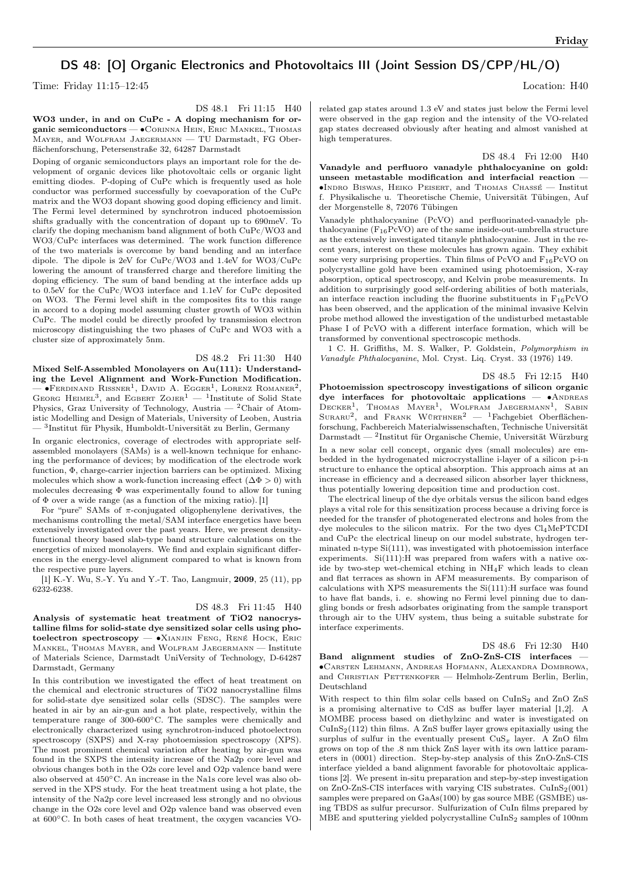# DS 48: [O] Organic Electronics and Photovoltaics III (Joint Session DS/CPP/HL/O)

Time: Friday 11:15–12:45 Location: H40

DS 48.1 Fri 11:15 H40

**WO3 under, in and on CuPc - A doping mechanism for organic semiconductors** — •Corinna Hein, Eric Mankel, Thomas Mayer, and Wolfram Jaegermann — TU Darmstadt, FG Oberflächenforschung, Petersenstraße 32, 64287 Darmstadt

Doping of organic semiconductors plays an important role for the development of organic devices like photovoltaic cells or organic light emitting diodes. P-doping of CuPc which is frequently used as hole conductor was performed successfully by coevaporation of the CuPc matrix and the WO3 dopant showing good doping efficiency and limit. The Fermi level determined by synchrotron induced photoemission shifts gradually with the concentration of dopant up to 690meV. To clarify the doping mechanism band alignment of both CuPc/WO3 and WO3/CuPc interfaces was determined. The work function difference of the two materials is overcome by band bending and an interface dipole. The dipole is 2eV for CuPc/WO3 and 1.4eV for WO3/CuPc lowering the amount of transferred charge and therefore limiting the doping efficiency. The sum of band bending at the interface adds up to 0.5eV for the CuPc/WO3 interface and 1.1eV for CuPc deposited on WO3. The Fermi level shift in the composites fits to this range in accord to a doping model assuming cluster growth of WO3 within CuPc. The model could be directly proofed by transmission electron microscopy distinguishing the two phases of CuPc and WO3 with a cluster size of approximately 5nm.

DS 48.2 Fri 11:30 H40

**Mixed Self-Assembled Monolayers on Au(111): Understanding the Level Alignment and Work-Function Modification.** — •Ferdinand Rissner[1], David A. Egger[1], Lorenz Romaner[2], Georg Heimel[3], and Egbert Zojer[1] — [1]Institute of Solid State Physics, Graz University of Technology, Austria — [2]Chair of Atomistic Modelling and Design of Materials, University of Leoben, Austria — [3]Institut für Physik, Humboldt-Universität zu Berlin, Germany

In organic electronics, coverage of electrodes with appropriate self-assembled monolayers (SAMs) is a well-known technique for enhancing the performance of devices; by modification of the electrode work function, $\Phi$, charge-carrier injection barriers can be optimized. Mixing molecules which show a work-function increasing effect ($\Delta\Phi > 0$) with molecules decreasing $\Phi$ was experimentally found to allow for tuning of $\Phi$ over a wide range (as a function of the mixing ratio). [1]

For "pure" SAMs of $\pi$-conjugated oligophenylene derivatives, the mechanisms controlling the metal/SAM interface energetics have been extensively investigated over the past years. Here, we present density-functional theory based slab-type band structure calculations on the energetics of mixed monolayers. We find and explain significant differences in the energy-level alignment compared to what is known from the respective pure layers.

[1] K.-Y. Wu, S.-Y. Yu and Y.-T. Tao, Langmuir, **2009**, 25 (11), pp 6232-6238.

DS 48.3 Fri 11:45 H40

**Analysis of systematic heat treatment of TiO2 nanocrystalline films for solid-state dye sensitized solar cells using photoelectron spectroscopy** — •Xianjin Feng, René Hock, Eric Mankel, Thomas Mayer, and Wolfram Jaegermann — Institute of Materials Science, Darmstadt UniVersity of Technology, D-64287 Darmstadt, Germany

In this contribution we investigated the effect of heat treatment on the chemical and electronic structures of TiO2 nanocrystalline films for solid-state dye sensitized solar cells (SDSC). The samples were heated in air by an air-gun and a hot plate, respectively, within the temperature range of 300-600°C. The samples were chemically and electronically characterized using synchrotron-induced photoelectron spectroscopy (SXPS) and X-ray photoemission spectroscopy (XPS). The most prominent chemical variation after heating by air-gun was found in the SXPS the intensity increase of the Na2p core level and obvious changes both in the O2s core level and O2p valence band were also observed at 450°C. An increase in the Na1s core level was also observed in the XPS study. For the heat treatment using a hot plate, the intensity of the Na2p core level increased less strongly and no obvious change in the O2s core level and O2p valence band was observed even at 600°C. In both cases of heat treatment, the oxygen vacancies VO-related gap states around 1.3 eV and states just below the Fermi level were observed in the gap region and the intensity of the VO-related gap states decreased obviously after heating and almost vanished at high temperatures.

DS 48.4 Fri 12:00 H40

**Vanadyle and perfluoro vanadyle phthalocyanine on gold: unseen metastable modification and interfacial reaction** — •Indro Biswas, Heiko Peisert, and Thomas Chassé — Institut f. Physikalische u. Theoretische Chemie, Universität Tübingen, Auf der Morgenstelle 8, 72076 Tübingen

Vanadyle phthalocyanine (PcVO) and perfluorinated-vanadyle phthalocyanine ($F_{16}$PcVO) are of the same inside-out-umbrella structure as the extensively investigated titanyle phthalocyanine. Just in the recent years, interest on these molecules has grown again. They exhibit some very surprising properties. Thin films of PcVO and $F_{16}$PcVO on polycrystalline gold have been examined using photoemission, X-ray absorption, optical spectroscopy, and Kelvin probe measurements. In addition to surprisingly good self-ordering abilities of both materials, an interface reaction including the fluorine substituents in $F_{16}$PcVO has been observed, and the application of the minimal invasive Kelvin probe method allowed the investigation of the undisturbed metastable Phase I of PcVO with a different interface formation, which will be transformed by conventional spectroscopic methods.

1 C. H. Griffiths, M. S. Walker, P. Goldstein, *Polymorphism in Vanadyle Phthalocyanine*, Mol. Cryst. Liq. Cryst. 33 (1976) 149.

DS 48.5 Fri 12:15 H40

**Photoemission spectroscopy investigations of silicon organic dye interfaces for photovoltaic applications** — •Andreas Decker[1], Thomas Mayer[1], Wolfram Jaegermann[1], Sabin Suraru[2], and Frank Würthner[2] — [1]Fachgebiet Oberflächenforschung, Fachbereich Materialwissenschaften, Technische Universität Darmstadt — [2]Institut für Organische Chemie, Universität Würzburg

In a new solar cell concept, organic dyes (small molecules) are embedded in the hydrogenated microcrystalline i-layer of a silicon p-i-n structure to enhance the optical absorption. This approach aims at an increase in efficiency and a decreased silicon absorber layer thickness, thus potentially lowering deposition time and production cost.

The electrical lineup of the dye orbitals versus the silicon band edges plays a vital role for this sensitization process because a driving force is needed for the transfer of photogenerated electrons and holes from the dye molecules to the silicon matrix. For the two dyes $Cl_4$MePTCDI and CuPc the electrical lineup on our model substrate, hydrogen terminated n-type Si(111), was investigated with photoemission interface experiments. Si(111):H was prepared from wafers with a native oxide by two-step wet-chemical etching in $NH_4F$ which leads to clean and flat terraces as shown in AFM measurements. By comparison of calculations with XPS measurements the Si(111):H surface was found to have flat bands, i. e. showing no Fermi level pinning due to dangling bonds or fresh adsorbates originating from the sample transport through air to the UHV system, thus being a suitable substrate for interface experiments.

DS 48.6 Fri 12:30 H40

**Band alignment studies of ZnO-ZnS-CIS interfaces** — •Carsten Lehmann, Andreas Hofmann, Alexandra Dombrowa, and Christian Pettenkofer — Helmholz-Zentrum Berlin, Berlin, Deutschland

With respect to thin film solar cells based on $CuInS_2$ and ZnO ZnS is a promising alternative to CdS as buffer layer material [1,2]. A MOMBE process based on diethylzinc and water is investigated on $CuInS_2$(112) thin films. A ZnS buffer layer grows epitaxially using the surplus of sulfur in the eventually present $CuS_x$ layer. A ZnO film grows on top of the .8 nm thick ZnS layer with its own lattice parameters in (0001) direction. Step-by-step analysis of this ZnO-ZnS-CIS interface yielded a band alignment favorable for photovoltaic applications [2]. We present in-situ preparation and step-by-step investigation on ZnO-ZnS-CIS interfaces with varying CIS substrates. $CuInS_2$(001) samples were prepared on GaAs(100) by gas source MBE (GSMBE) using TBDS as sulfur precursor. Sulfurization of CuIn films prepared by MBE and sputtering yielded polycrystalline $CuInS_2$ samples of 100nm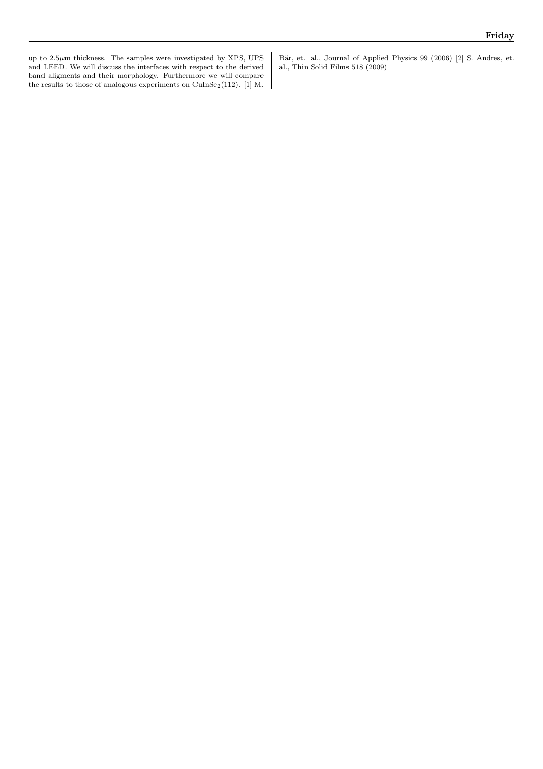up to 2.5$\mu$m thickness. The samples were investigated by XPS, UPS and LEED. We will discuss the interfaces with respect to the derived band aligments and their morphology. Furthermore we will compare the results to those of analogous experiments on $CuInSe_2$(112). [1] M. Bär, et. al., Journal of Applied Physics 99 (2006) [2] S. Andres, et. al., Thin Solid Films 518 (2009)